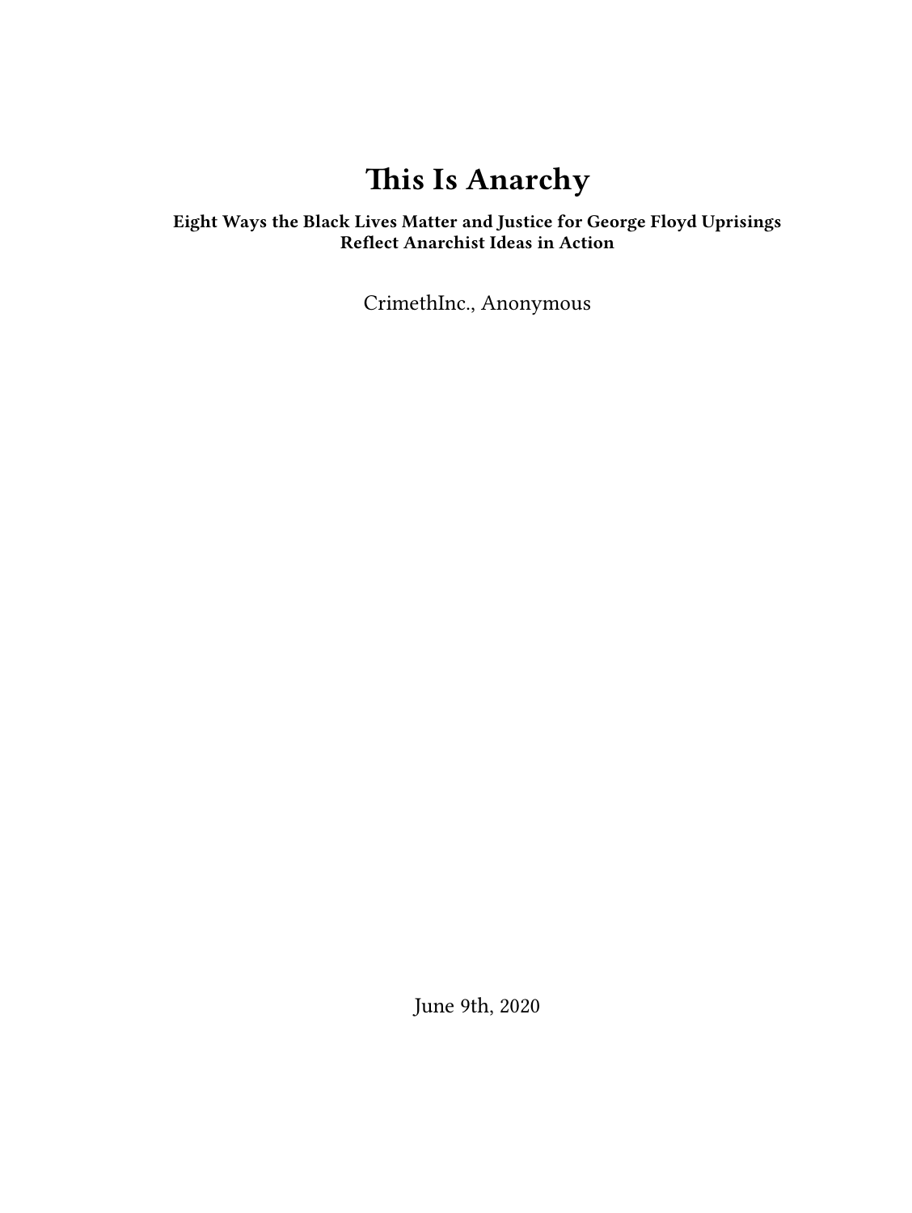# This Is Anarchy

**Eight Ways the Black Lives Matter and Justice for George Floyd Uprisings Reflect Anarchist Ideas in Action**

CrimethInc., Anonymous

June 9th, 2020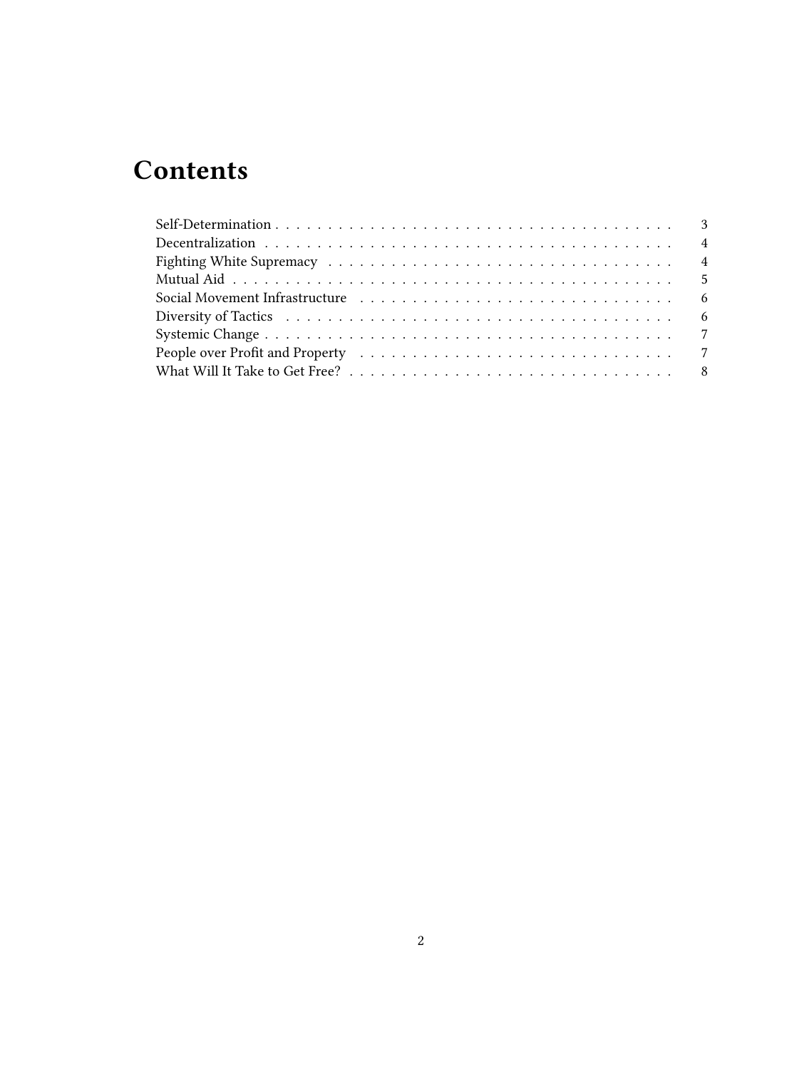# Contents

- Self-Determination . . . . . . . . . . 3
- Decentralization . . . . . . . . . . 4
- Fighting White Supremacy . . . . . . . . . . 4
- Mutual Aid . . . . . . . . . . 5
- Social Movement Infrastructure . . . . . . . . . . 6
- Diversity of Tactics . . . . . . . . . . 6
- Systemic Change . . . . . . . . . . 7
- People over Profit and Property . . . . . . . . . . 7
- What Will It Take to Get Free? . . . . . . . . . . 8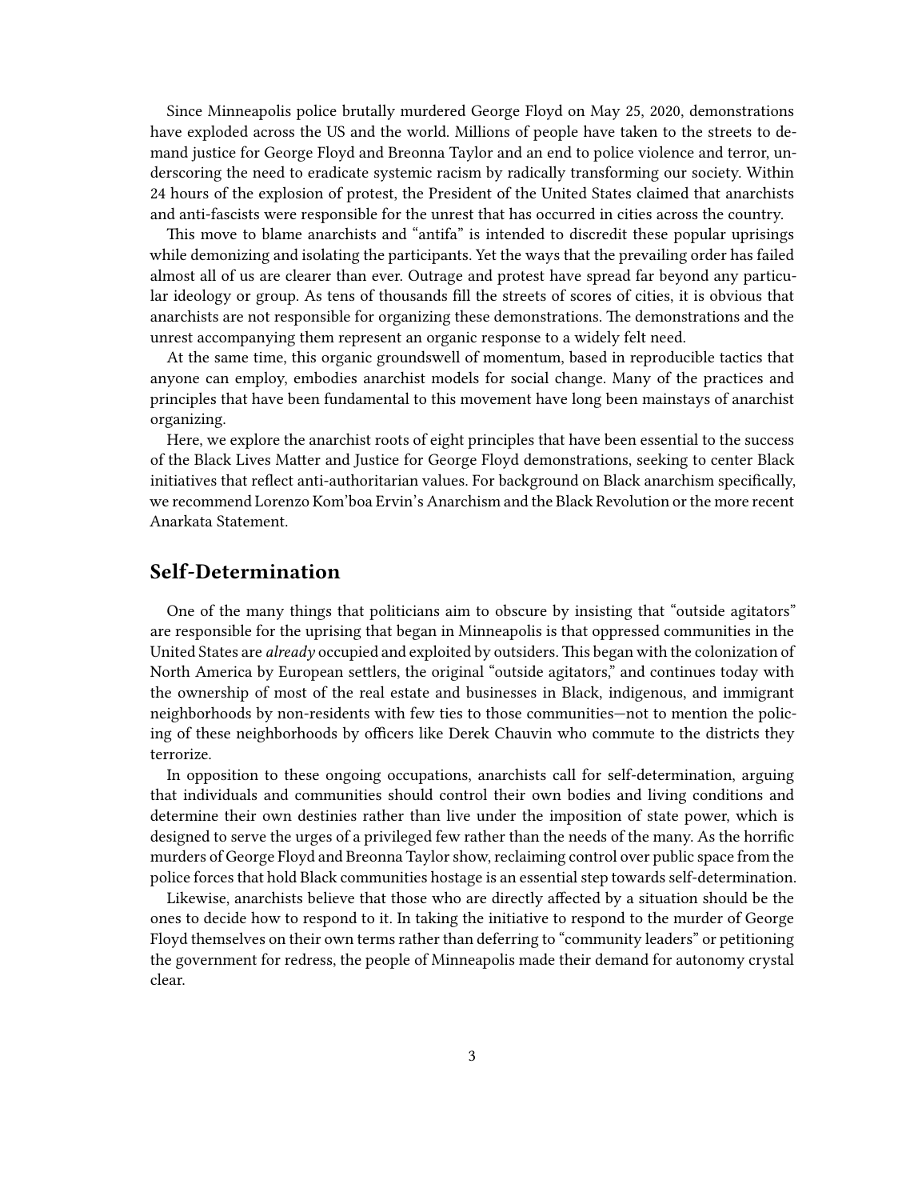Since Minneapolis police brutally murdered George Floyd on May 25, 2020, demonstrations have exploded across the US and the world. Millions of people have taken to the streets to demand justice for George Floyd and Breonna Taylor and an end to police violence and terror, underscoring the need to eradicate systemic racism by radically transforming our society. Within 24 hours of the explosion of protest, the President of the United States claimed that anarchists and anti-fascists were responsible for the unrest that has occurred in cities across the country.

This move to blame anarchists and "antifa" is intended to discredit these popular uprisings while demonizing and isolating the participants. Yet the ways that the prevailing order has failed almost all of us are clearer than ever. Outrage and protest have spread far beyond any particular ideology or group. As tens of thousands fill the streets of scores of cities, it is obvious that anarchists are not responsible for organizing these demonstrations. The demonstrations and the unrest accompanying them represent an organic response to a widely felt need.

At the same time, this organic groundswell of momentum, based in reproducible tactics that anyone can employ, embodies anarchist models for social change. Many of the practices and principles that have been fundamental to this movement have long been mainstays of anarchist organizing.

Here, we explore the anarchist roots of eight principles that have been essential to the success of the Black Lives Matter and Justice for George Floyd demonstrations, seeking to center Black initiatives that reflect anti-authoritarian values. For background on Black anarchism specifically, we recommend Lorenzo Kom'boa Ervin's Anarchism and the Black Revolution or the more recent Anarkata Statement.

## Self-Determination

One of the many things that politicians aim to obscure by insisting that "outside agitators" are responsible for the uprising that began in Minneapolis is that oppressed communities in the United States are *already* occupied and exploited by outsiders. This began with the colonization of North America by European settlers, the original "outside agitators," and continues today with the ownership of most of the real estate and businesses in Black, indigenous, and immigrant neighborhoods by non-residents with few ties to those communities—not to mention the policing of these neighborhoods by officers like Derek Chauvin who commute to the districts they terrorize.

In opposition to these ongoing occupations, anarchists call for self-determination, arguing that individuals and communities should control their own bodies and living conditions and determine their own destinies rather than live under the imposition of state power, which is designed to serve the urges of a privileged few rather than the needs of the many. As the horrific murders of George Floyd and Breonna Taylor show, reclaiming control over public space from the police forces that hold Black communities hostage is an essential step towards self-determination.

Likewise, anarchists believe that those who are directly affected by a situation should be the ones to decide how to respond to it. In taking the initiative to respond to the murder of George Floyd themselves on their own terms rather than deferring to "community leaders" or petitioning the government for redress, the people of Minneapolis made their demand for autonomy crystal clear.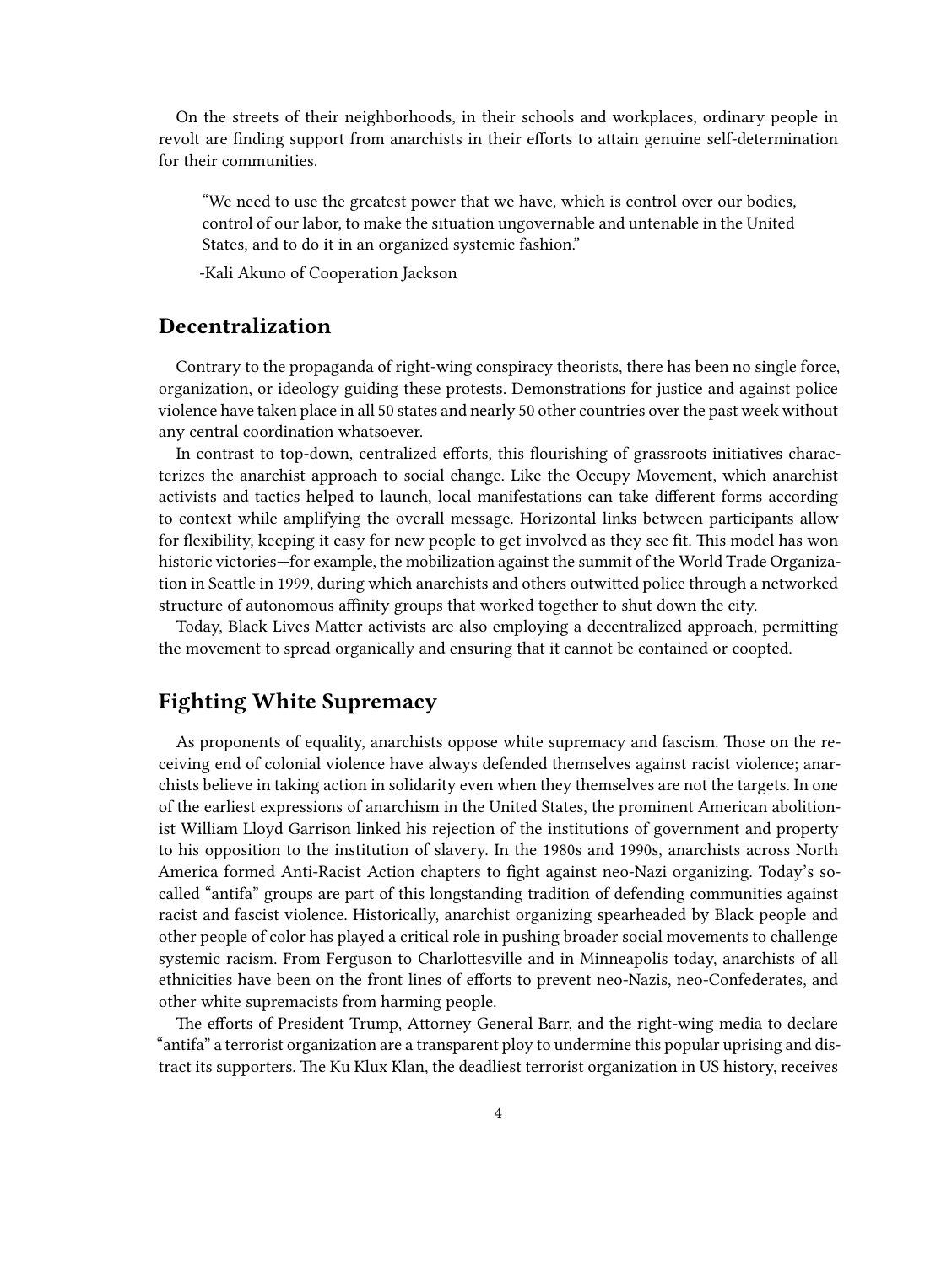On the streets of their neighborhoods, in their schools and workplaces, ordinary people in revolt are finding support from anarchists in their efforts to attain genuine self-determination for their communities.

> "We need to use the greatest power that we have, which is control over our bodies, control of our labor, to make the situation ungovernable and untenable in the United States, and to do it in an organized systemic fashion."
>
> -Kali Akuno of Cooperation Jackson

## Decentralization

Contrary to the propaganda of right-wing conspiracy theorists, there has been no single force, organization, or ideology guiding these protests. Demonstrations for justice and against police violence have taken place in all 50 states and nearly 50 other countries over the past week without any central coordination whatsoever.

In contrast to top-down, centralized efforts, this flourishing of grassroots initiatives characterizes the anarchist approach to social change. Like the Occupy Movement, which anarchist activists and tactics helped to launch, local manifestations can take different forms according to context while amplifying the overall message. Horizontal links between participants allow for flexibility, keeping it easy for new people to get involved as they see fit. This model has won historic victories—for example, the mobilization against the summit of the World Trade Organization in Seattle in 1999, during which anarchists and others outwitted police through a networked structure of autonomous affinity groups that worked together to shut down the city.

Today, Black Lives Matter activists are also employing a decentralized approach, permitting the movement to spread organically and ensuring that it cannot be contained or coopted.

## Fighting White Supremacy

As proponents of equality, anarchists oppose white supremacy and fascism. Those on the receiving end of colonial violence have always defended themselves against racist violence; anarchists believe in taking action in solidarity even when they themselves are not the targets. In one of the earliest expressions of anarchism in the United States, the prominent American abolitionist William Lloyd Garrison linked his rejection of the institutions of government and property to his opposition to the institution of slavery. In the 1980s and 1990s, anarchists across North America formed Anti-Racist Action chapters to fight against neo-Nazi organizing. Today's so-called "antifa" groups are part of this longstanding tradition of defending communities against racist and fascist violence. Historically, anarchist organizing spearheaded by Black people and other people of color has played a critical role in pushing broader social movements to challenge systemic racism. From Ferguson to Charlottesville and in Minneapolis today, anarchists of all ethnicities have been on the front lines of efforts to prevent neo-Nazis, neo-Confederates, and other white supremacists from harming people.

The efforts of President Trump, Attorney General Barr, and the right-wing media to declare "antifa" a terrorist organization are a transparent ploy to undermine this popular uprising and distract its supporters. The Ku Klux Klan, the deadliest terrorist organization in US history, receives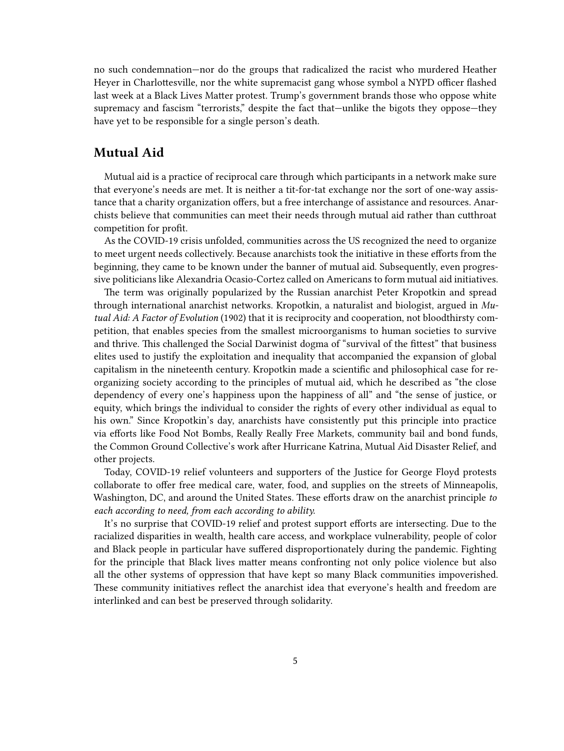no such condemnation—nor do the groups that radicalized the racist who murdered Heather Heyer in Charlottesville, nor the white supremacist gang whose symbol a NYPD officer flashed last week at a Black Lives Matter protest. Trump's government brands those who oppose white supremacy and fascism "terrorists," despite the fact that—unlike the bigots they oppose—they have yet to be responsible for a single person's death.

## Mutual Aid

Mutual aid is a practice of reciprocal care through which participants in a network make sure that everyone's needs are met. It is neither a tit-for-tat exchange nor the sort of one-way assistance that a charity organization offers, but a free interchange of assistance and resources. Anarchists believe that communities can meet their needs through mutual aid rather than cutthroat competition for profit.

As the COVID-19 crisis unfolded, communities across the US recognized the need to organize to meet urgent needs collectively. Because anarchists took the initiative in these efforts from the beginning, they came to be known under the banner of mutual aid. Subsequently, even progressive politicians like Alexandria Ocasio-Cortez called on Americans to form mutual aid initiatives.

The term was originally popularized by the Russian anarchist Peter Kropotkin and spread through international anarchist networks. Kropotkin, a naturalist and biologist, argued in *Mutual Aid: A Factor of Evolution* (1902) that it is reciprocity and cooperation, not bloodthirsty competition, that enables species from the smallest microorganisms to human societies to survive and thrive. This challenged the Social Darwinist dogma of "survival of the fittest" that business elites used to justify the exploitation and inequality that accompanied the expansion of global capitalism in the nineteenth century. Kropotkin made a scientific and philosophical case for reorganizing society according to the principles of mutual aid, which he described as "the close dependency of every one's happiness upon the happiness of all" and "the sense of justice, or equity, which brings the individual to consider the rights of every other individual as equal to his own." Since Kropotkin's day, anarchists have consistently put this principle into practice via efforts like Food Not Bombs, Really Really Free Markets, community bail and bond funds, the Common Ground Collective's work after Hurricane Katrina, Mutual Aid Disaster Relief, and other projects.

Today, COVID-19 relief volunteers and supporters of the Justice for George Floyd protests collaborate to offer free medical care, water, food, and supplies on the streets of Minneapolis, Washington, DC, and around the United States. These efforts draw on the anarchist principle *to each according to need, from each according to ability.*

It's no surprise that COVID-19 relief and protest support efforts are intersecting. Due to the racialized disparities in wealth, health care access, and workplace vulnerability, people of color and Black people in particular have suffered disproportionately during the pandemic. Fighting for the principle that Black lives matter means confronting not only police violence but also all the other systems of oppression that have kept so many Black communities impoverished. These community initiatives reflect the anarchist idea that everyone's health and freedom are interlinked and can best be preserved through solidarity.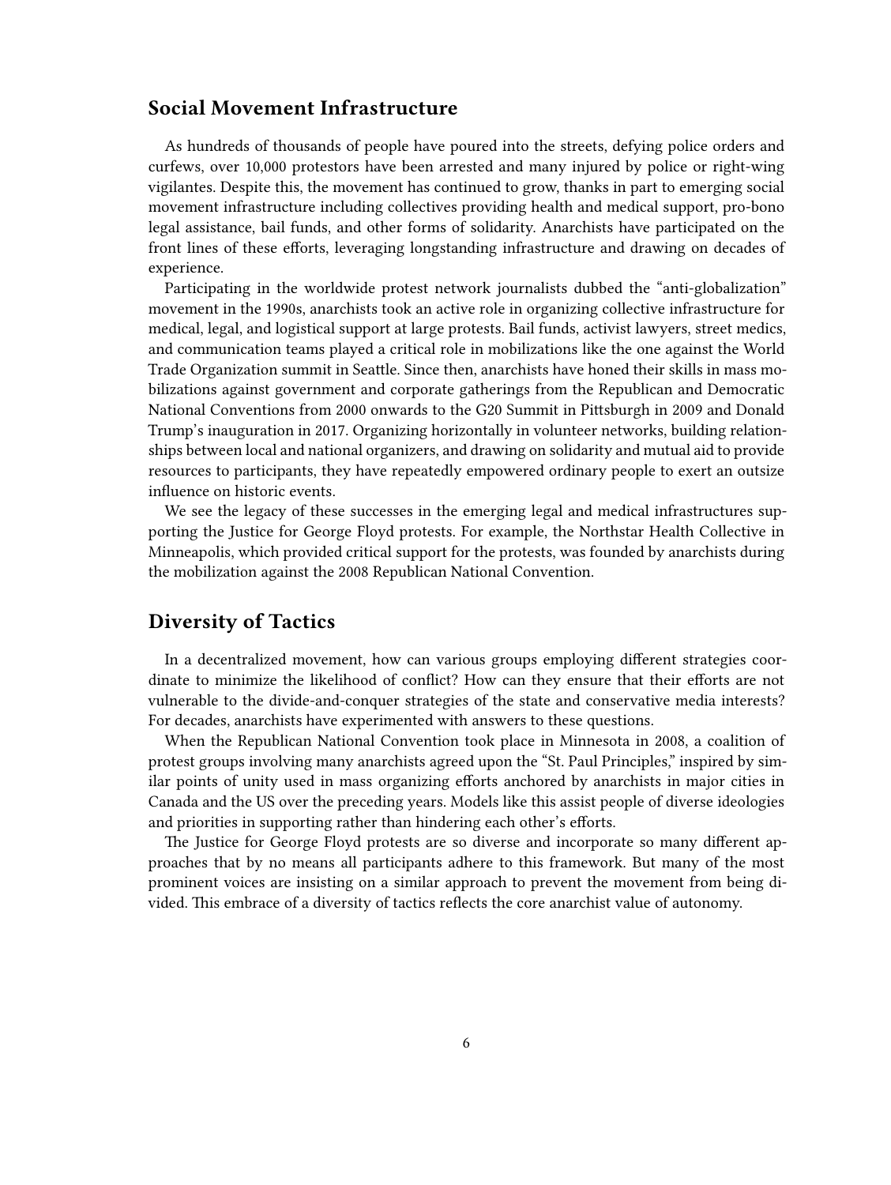## Social Movement Infrastructure

As hundreds of thousands of people have poured into the streets, defying police orders and curfews, over 10,000 protestors have been arrested and many injured by police or right-wing vigilantes. Despite this, the movement has continued to grow, thanks in part to emerging social movement infrastructure including collectives providing health and medical support, pro-bono legal assistance, bail funds, and other forms of solidarity. Anarchists have participated on the front lines of these efforts, leveraging longstanding infrastructure and drawing on decades of experience.

Participating in the worldwide protest network journalists dubbed the "anti-globalization" movement in the 1990s, anarchists took an active role in organizing collective infrastructure for medical, legal, and logistical support at large protests. Bail funds, activist lawyers, street medics, and communication teams played a critical role in mobilizations like the one against the World Trade Organization summit in Seattle. Since then, anarchists have honed their skills in mass mobilizations against government and corporate gatherings from the Republican and Democratic National Conventions from 2000 onwards to the G20 Summit in Pittsburgh in 2009 and Donald Trump's inauguration in 2017. Organizing horizontally in volunteer networks, building relationships between local and national organizers, and drawing on solidarity and mutual aid to provide resources to participants, they have repeatedly empowered ordinary people to exert an outsize influence on historic events.

We see the legacy of these successes in the emerging legal and medical infrastructures supporting the Justice for George Floyd protests. For example, the Northstar Health Collective in Minneapolis, which provided critical support for the protests, was founded by anarchists during the mobilization against the 2008 Republican National Convention.

## Diversity of Tactics

In a decentralized movement, how can various groups employing different strategies coordinate to minimize the likelihood of conflict? How can they ensure that their efforts are not vulnerable to the divide-and-conquer strategies of the state and conservative media interests? For decades, anarchists have experimented with answers to these questions.

When the Republican National Convention took place in Minnesota in 2008, a coalition of protest groups involving many anarchists agreed upon the "St. Paul Principles," inspired by similar points of unity used in mass organizing efforts anchored by anarchists in major cities in Canada and the US over the preceding years. Models like this assist people of diverse ideologies and priorities in supporting rather than hindering each other's efforts.

The Justice for George Floyd protests are so diverse and incorporate so many different approaches that by no means all participants adhere to this framework. But many of the most prominent voices are insisting on a similar approach to prevent the movement from being divided. This embrace of a diversity of tactics reflects the core anarchist value of autonomy.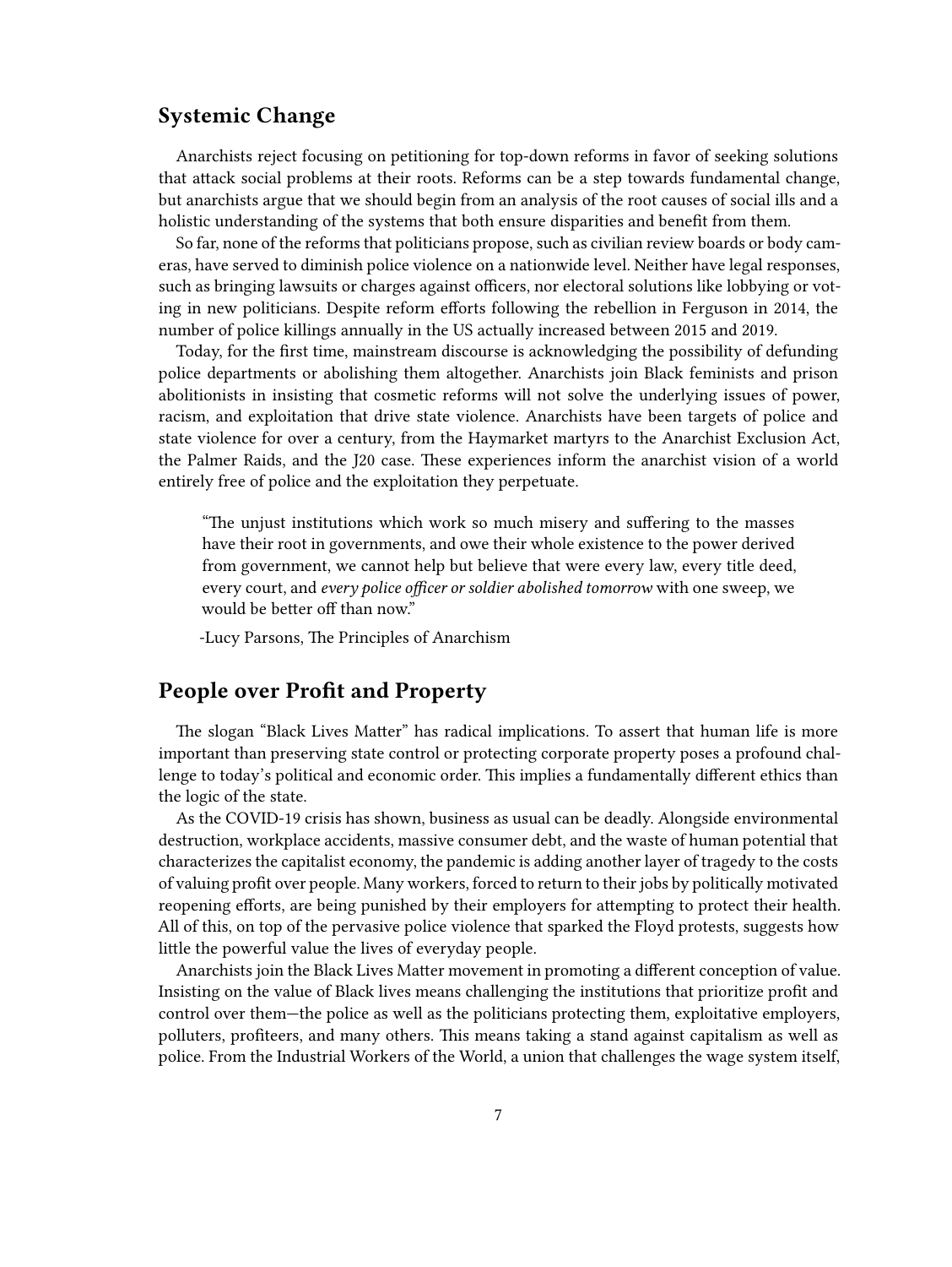## Systemic Change

Anarchists reject focusing on petitioning for top-down reforms in favor of seeking solutions that attack social problems at their roots. Reforms can be a step towards fundamental change, but anarchists argue that we should begin from an analysis of the root causes of social ills and a holistic understanding of the systems that both ensure disparities and benefit from them.

So far, none of the reforms that politicians propose, such as civilian review boards or body cameras, have served to diminish police violence on a nationwide level. Neither have legal responses, such as bringing lawsuits or charges against officers, nor electoral solutions like lobbying or voting in new politicians. Despite reform efforts following the rebellion in Ferguson in 2014, the number of police killings annually in the US actually increased between 2015 and 2019.

Today, for the first time, mainstream discourse is acknowledging the possibility of defunding police departments or abolishing them altogether. Anarchists join Black feminists and prison abolitionists in insisting that cosmetic reforms will not solve the underlying issues of power, racism, and exploitation that drive state violence. Anarchists have been targets of police and state violence for over a century, from the Haymarket martyrs to the Anarchist Exclusion Act, the Palmer Raids, and the J20 case. These experiences inform the anarchist vision of a world entirely free of police and the exploitation they perpetuate.

> "The unjust institutions which work so much misery and suffering to the masses have their root in governments, and owe their whole existence to the power derived from government, we cannot help but believe that were every law, every title deed, every court, and *every police officer or soldier abolished tomorrow* with one sweep, we would be better off than now."
>
> -Lucy Parsons, The Principles of Anarchism

## People over Profit and Property

The slogan "Black Lives Matter" has radical implications. To assert that human life is more important than preserving state control or protecting corporate property poses a profound challenge to today's political and economic order. This implies a fundamentally different ethics than the logic of the state.

As the COVID-19 crisis has shown, business as usual can be deadly. Alongside environmental destruction, workplace accidents, massive consumer debt, and the waste of human potential that characterizes the capitalist economy, the pandemic is adding another layer of tragedy to the costs of valuing profit over people. Many workers, forced to return to their jobs by politically motivated reopening efforts, are being punished by their employers for attempting to protect their health. All of this, on top of the pervasive police violence that sparked the Floyd protests, suggests how little the powerful value the lives of everyday people.

Anarchists join the Black Lives Matter movement in promoting a different conception of value. Insisting on the value of Black lives means challenging the institutions that prioritize profit and control over them—the police as well as the politicians protecting them, exploitative employers, polluters, profiteers, and many others. This means taking a stand against capitalism as well as police. From the Industrial Workers of the World, a union that challenges the wage system itself,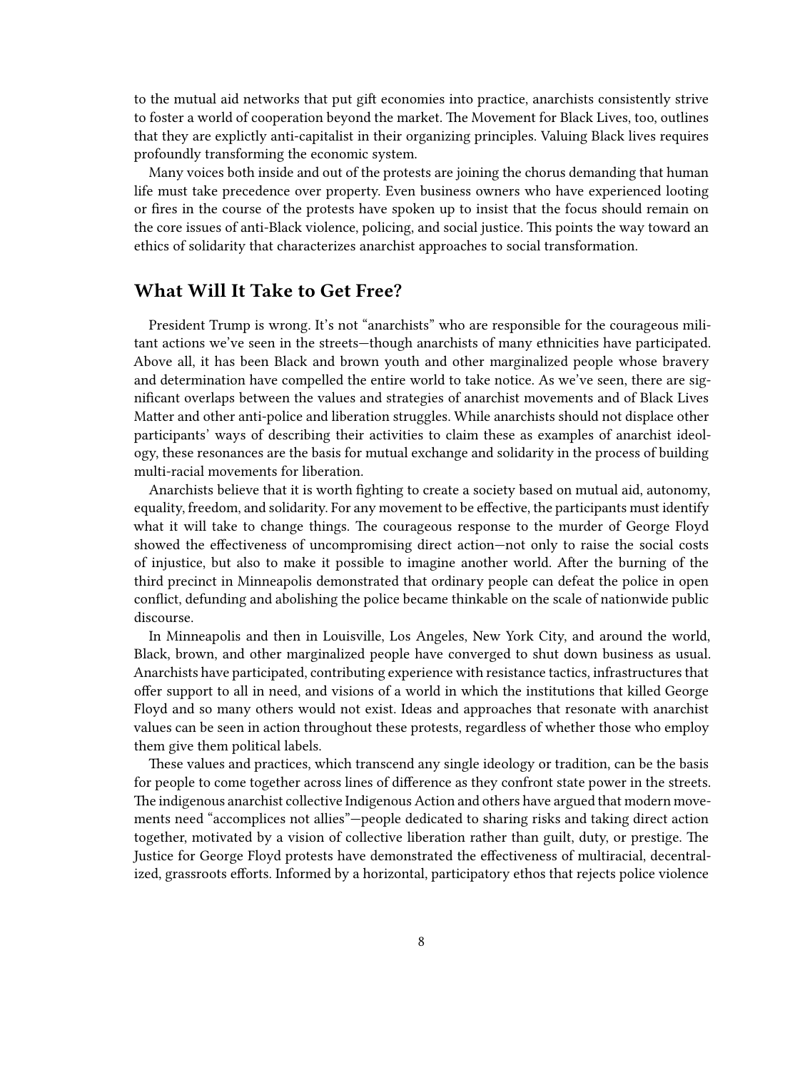to the mutual aid networks that put gift economies into practice, anarchists consistently strive to foster a world of cooperation beyond the market. The Movement for Black Lives, too, outlines that they are explictly anti-capitalist in their organizing principles. Valuing Black lives requires profoundly transforming the economic system.

Many voices both inside and out of the protests are joining the chorus demanding that human life must take precedence over property. Even business owners who have experienced looting or fires in the course of the protests have spoken up to insist that the focus should remain on the core issues of anti-Black violence, policing, and social justice. This points the way toward an ethics of solidarity that characterizes anarchist approaches to social transformation.

## What Will It Take to Get Free?

President Trump is wrong. It's not "anarchists" who are responsible for the courageous militant actions we've seen in the streets—though anarchists of many ethnicities have participated. Above all, it has been Black and brown youth and other marginalized people whose bravery and determination have compelled the entire world to take notice. As we've seen, there are significant overlaps between the values and strategies of anarchist movements and of Black Lives Matter and other anti-police and liberation struggles. While anarchists should not displace other participants' ways of describing their activities to claim these as examples of anarchist ideology, these resonances are the basis for mutual exchange and solidarity in the process of building multi-racial movements for liberation.

Anarchists believe that it is worth fighting to create a society based on mutual aid, autonomy, equality, freedom, and solidarity. For any movement to be effective, the participants must identify what it will take to change things. The courageous response to the murder of George Floyd showed the effectiveness of uncompromising direct action—not only to raise the social costs of injustice, but also to make it possible to imagine another world. After the burning of the third precinct in Minneapolis demonstrated that ordinary people can defeat the police in open conflict, defunding and abolishing the police became thinkable on the scale of nationwide public discourse.

In Minneapolis and then in Louisville, Los Angeles, New York City, and around the world, Black, brown, and other marginalized people have converged to shut down business as usual. Anarchists have participated, contributing experience with resistance tactics, infrastructures that offer support to all in need, and visions of a world in which the institutions that killed George Floyd and so many others would not exist. Ideas and approaches that resonate with anarchist values can be seen in action throughout these protests, regardless of whether those who employ them give them political labels.

These values and practices, which transcend any single ideology or tradition, can be the basis for people to come together across lines of difference as they confront state power in the streets. The indigenous anarchist collective Indigenous Action and others have argued that modern movements need "accomplices not allies"—people dedicated to sharing risks and taking direct action together, motivated by a vision of collective liberation rather than guilt, duty, or prestige. The Justice for George Floyd protests have demonstrated the effectiveness of multiracial, decentralized, grassroots efforts. Informed by a horizontal, participatory ethos that rejects police violence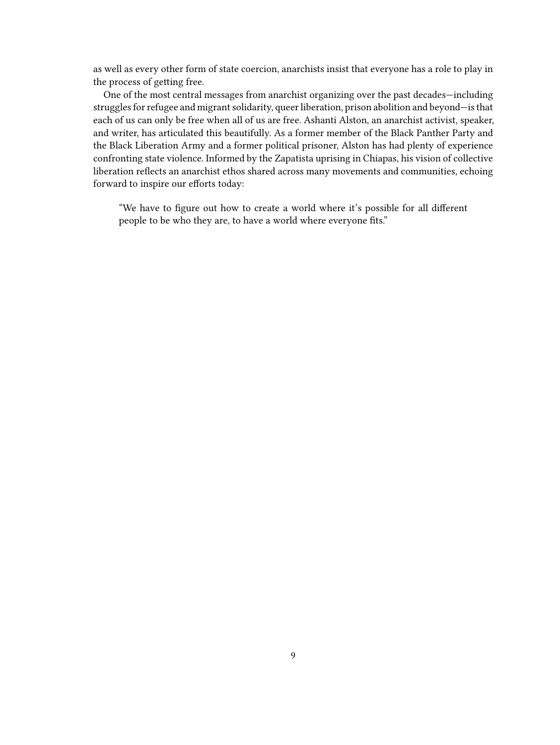as well as every other form of state coercion, anarchists insist that everyone has a role to play in the process of getting free.

One of the most central messages from anarchist organizing over the past decades—including struggles for refugee and migrant solidarity, queer liberation, prison abolition and beyond—is that each of us can only be free when all of us are free. Ashanti Alston, an anarchist activist, speaker, and writer, has articulated this beautifully. As a former member of the Black Panther Party and the Black Liberation Army and a former political prisoner, Alston has had plenty of experience confronting state violence. Informed by the Zapatista uprising in Chiapas, his vision of collective liberation reflects an anarchist ethos shared across many movements and communities, echoing forward to inspire our efforts today:

> "We have to figure out how to create a world where it's possible for all different people to be who they are, to have a world where everyone fits."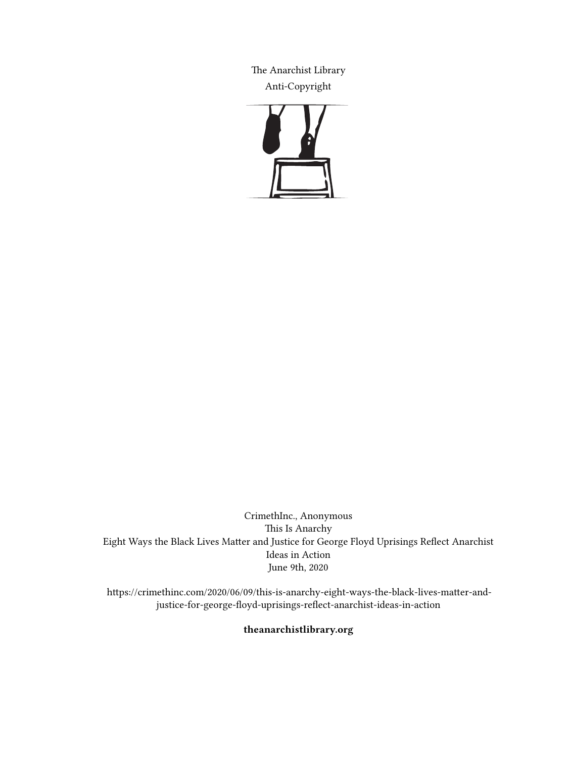The Anarchist Library
Anti-Copyright

CrimethInc., Anonymous
This Is Anarchy
Eight Ways the Black Lives Matter and Justice for George Floyd Uprisings Reflect Anarchist Ideas in Action
June 9th, 2020

https://crimethinc.com/2020/06/09/this-is-anarchy-eight-ways-the-black-lives-matter-and-justice-for-george-floyd-uprisings-reflect-anarchist-ideas-in-action

**theanarchistlibrary.org**